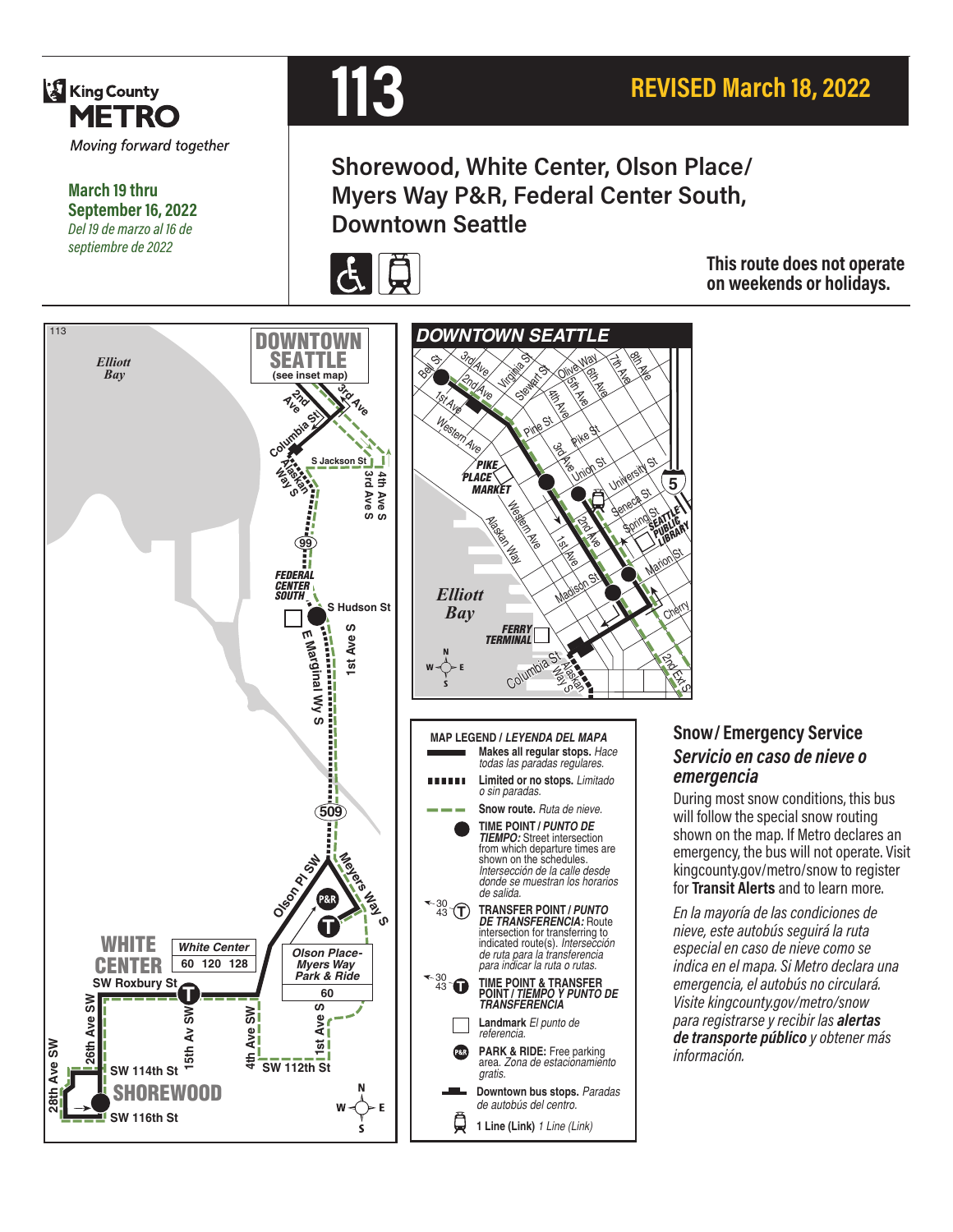King County METRO
*Moving forward together*

**March 19 thru September 16, 2022**
*Del 19 de marzo al 16 de septiembre de 2022*

# 113

## REVISED March 18, 2022

## Shorewood, White Center, Olson Place/ Myers Way P&R, Federal Center South, Downtown Seattle

**This route does not operate on weekends or holidays.**

MAP LEGEND / *LEYENDA DEL MAPA*

- **Makes all regular stops.** *Hace todas las paradas regulares.*
- **Limited or no stops.** *Limitado o sin paradas.*
- **Snow route.** *Ruta de nieve.*
- **TIME POINT / *PUNTO DE TIEMPO:*** Street intersection from which departure times are shown on the schedules. *Intersección de la calle desde donde se muestran los horarios de salida.*
- **TRANSFER POINT / *PUNTO DE TRANSFERENCIA:*** Route intersection for transferring to indicated route(s). *Intersección de ruta para la transferencia para indicar la ruta o rutas.*
- **TIME POINT & TRANSFER POINT / *TIEMPO Y PUNTO DE TRANSFERENCIA***
- **Landmark** *El punto de referencia.*
- **PARK & RIDE:** Free parking area. *Zona de estacionamiento gratis.*
- **Downtown bus stops.** *Paradas de autobús del centro.*
- **1 Line (Link)** *1 Line (Link)*

## Snow / Emergency Service
## *Servicio en caso de nieve o emergencia*

During most snow conditions, this bus will follow the special snow routing shown on the map. If Metro declares an emergency, the bus will not operate. Visit kingcounty.gov/metro/snow to register for **Transit Alerts** and to learn more.

*En la mayoría de las condiciones de nieve, este autobús seguirá la ruta especial en caso de nieve como se indica en el mapa. Si Metro declara una emergencia, el autobús no circulará. Visite kingcounty.gov/metro/snow para registrarse y recibir las **alertas de transporte público** y obtener más información.*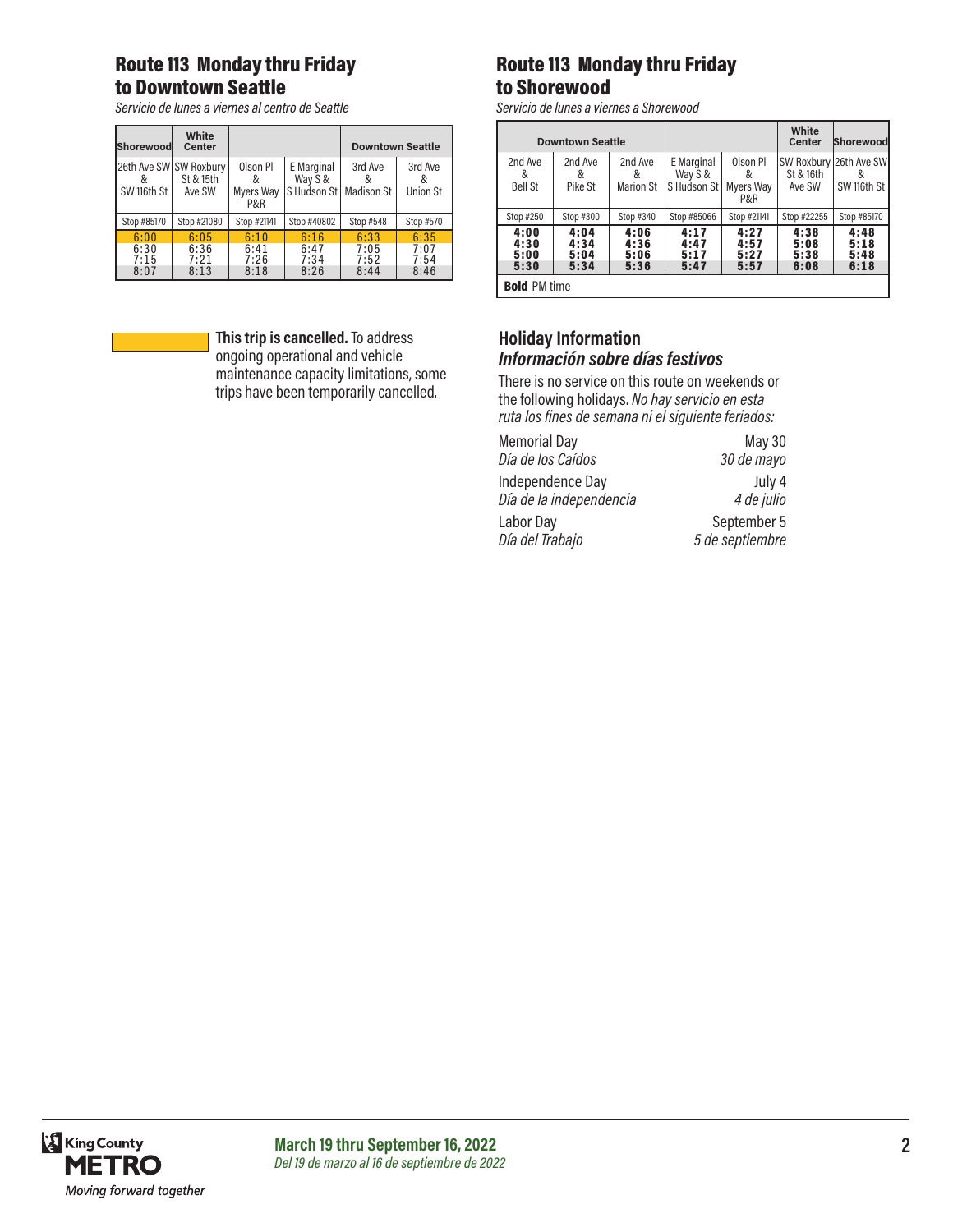## Route 113 Monday thru Friday to Downtown Seattle

*Servicio de lunes a viernes al centro de Seattle*

| Shorewood | White Center | | | Downtown Seattle | |
|---|---|---|---|---|---|
| 26th Ave SW & SW 116th St | SW Roxbury St & 15th Ave SW | Olson Pl & Myers Way P&R | E Marginal Way S & S Hudson St | 3rd Ave & Madison St | 3rd Ave & Union St |
| Stop #85170 | Stop #21080 | Stop #21141 | Stop #40802 | Stop #548 | Stop #570 |
| 6:00 | 6:05 | 6:10 | 6:16 | 6:33 | 6:35 |
| 6:30 | 6:36 | 6:41 | 6:47 | 7:05 | 7:07 |
| 7:15 | 7:21 | 7:26 | 7:34 | 7:52 | 7:54 |
| 8:07 | 8:13 | 8:18 | 8:26 | 8:44 | 8:46 |

**This trip is cancelled.** To address ongoing operational and vehicle maintenance capacity limitations, some trips have been temporarily cancelled.

## Route 113 Monday thru Friday to Shorewood

*Servicio de lunes a viernes a Shorewood*

| Downtown Seattle | | | | | White Center | Shorewood |
|---|---|---|---|---|---|---|
| 2nd Ave & Bell St | 2nd Ave & Pike St | 2nd Ave & Marion St | E Marginal Way S & S Hudson St | Olson Pl & Myers Way P&R | SW Roxbury St & 16th Ave SW | 26th Ave SW & SW 116th St |
| Stop #250 | Stop #300 | Stop #340 | Stop #85066 | Stop #21141 | Stop #22255 | Stop #85170 |
| **4:00** | **4:04** | **4:06** | **4:17** | **4:27** | **4:38** | **4:48** |
| **4:30** | **4:34** | **4:36** | **4:47** | **4:57** | **5:08** | **5:18** |
| **5:00** | **5:04** | **5:06** | **5:17** | **5:27** | **5:38** | **5:48** |
| **5:30** | **5:34** | **5:36** | **5:47** | **5:57** | **6:08** | **6:18** |

**Bold** PM time

## Holiday Information
## *Información sobre días festivos*

There is no service on this route on weekends or the following holidays. *No hay servicio en esta ruta los fines de semana ni el siguiente feriados:*

| | |
|---|---|
| Memorial Day *Día de los Caídos* | May 30 *30 de mayo* |
| Independence Day *Día de la independencia* | July 4 *4 de julio* |
| Labor Day *Día del Trabajo* | September 5 *5 de septiembre* |

King County METRO *Moving forward together*

**March 19 thru September 16, 2022**
*Del 19 de marzo al 16 de septiembre de 2022*